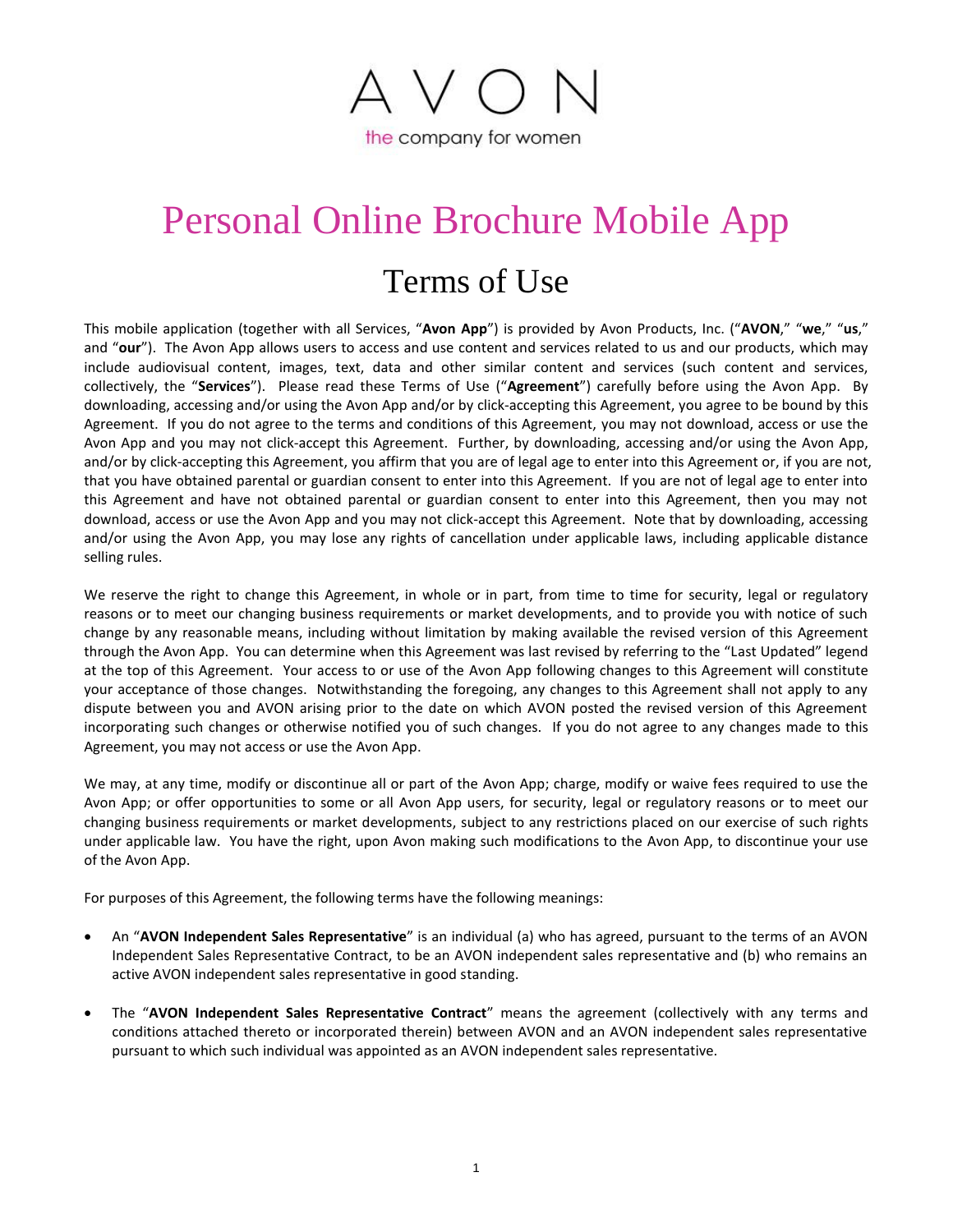AVON

the company for women

# Personal Online Brochure Mobile App

## Terms of Use

This mobile application (together with all Services, "**Avon App**") is provided by Avon Products, Inc. ("**AVON**," "**we**," "**us**," and "**our**"). The Avon App allows users to access and use content and services related to us and our products, which may include audiovisual content, images, text, data and other similar content and services (such content and services, collectively, the "**Services**"). Please read these Terms of Use ("**Agreement**") carefully before using the Avon App. By downloading, accessing and/or using the Avon App and/or by click-accepting this Agreement, you agree to be bound by this Agreement. If you do not agree to the terms and conditions of this Agreement, you may not download, access or use the Avon App and you may not click-accept this Agreement. Further, by downloading, accessing and/or using the Avon App, and/or by click-accepting this Agreement, you affirm that you are of legal age to enter into this Agreement or, if you are not, that you have obtained parental or guardian consent to enter into this Agreement. If you are not of legal age to enter into this Agreement and have not obtained parental or guardian consent to enter into this Agreement, then you may not download, access or use the Avon App and you may not click-accept this Agreement. Note that by downloading, accessing and/or using the Avon App, you may lose any rights of cancellation under applicable laws, including applicable distance selling rules.

We reserve the right to change this Agreement, in whole or in part, from time to time for security, legal or regulatory reasons or to meet our changing business requirements or market developments, and to provide you with notice of such change by any reasonable means, including without limitation by making available the revised version of this Agreement through the Avon App. You can determine when this Agreement was last revised by referring to the "Last Updated" legend at the top of this Agreement. Your access to or use of the Avon App following changes to this Agreement will constitute your acceptance of those changes. Notwithstanding the foregoing, any changes to this Agreement shall not apply to any dispute between you and AVON arising prior to the date on which AVON posted the revised version of this Agreement incorporating such changes or otherwise notified you of such changes. If you do not agree to any changes made to this Agreement, you may not access or use the Avon App.

We may, at any time, modify or discontinue all or part of the Avon App; charge, modify or waive fees required to use the Avon App; or offer opportunities to some or all Avon App users, for security, legal or regulatory reasons or to meet our changing business requirements or market developments, subject to any restrictions placed on our exercise of such rights under applicable law. You have the right, upon Avon making such modifications to the Avon App, to discontinue your use of the Avon App.

For purposes of this Agreement, the following terms have the following meanings:

- An "**AVON Independent Sales Representative**" is an individual (a) who has agreed, pursuant to the terms of an AVON Independent Sales Representative Contract, to be an AVON independent sales representative and (b) who remains an active AVON independent sales representative in good standing.
- The "**AVON Independent Sales Representative Contract**" means the agreement (collectively with any terms and conditions attached thereto or incorporated therein) between AVON and an AVON independent sales representative pursuant to which such individual was appointed as an AVON independent sales representative.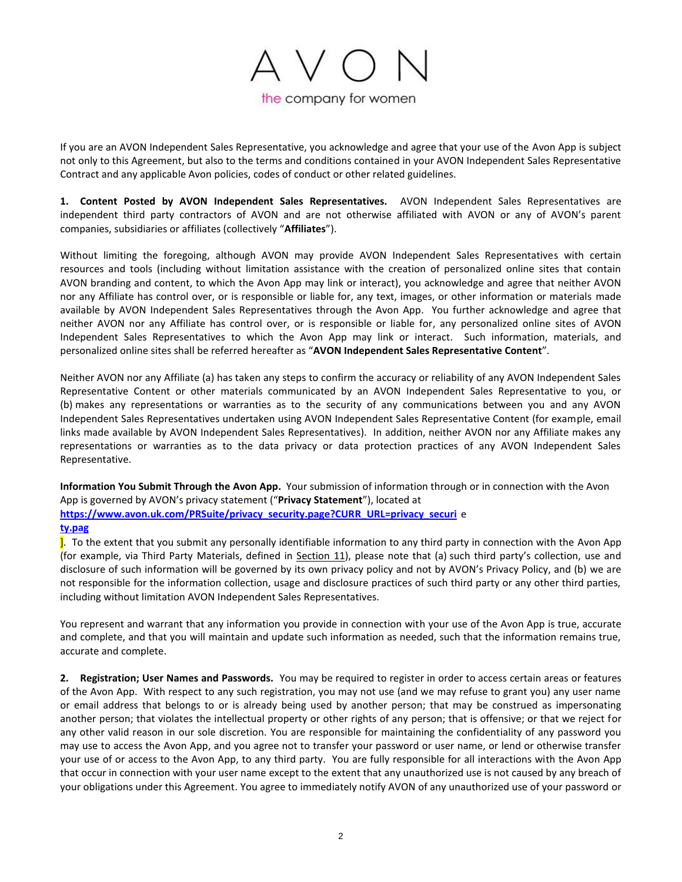If you are an AVON Independent Sales Representative, you acknowledge and agree that your use of the Avon App is subject not only to this Agreement, but also to the terms and conditions contained in your AVON Independent Sales Representative Contract and any applicable Avon policies, codes of conduct or other related guidelines.

**1. Content Posted by AVON Independent Sales Representatives.** AVON Independent Sales Representatives are independent third party contractors of AVON and are not otherwise affiliated with AVON or any of AVON's parent companies, subsidiaries or affiliates (collectively "**Affiliates**").

Without limiting the foregoing, although AVON may provide AVON Independent Sales Representatives with certain resources and tools (including without limitation assistance with the creation of personalized online sites that contain AVON branding and content, to which the Avon App may link or interact), you acknowledge and agree that neither AVON nor any Affiliate has control over, or is responsible or liable for, any text, images, or other information or materials made available by AVON Independent Sales Representatives through the Avon App. You further acknowledge and agree that neither AVON nor any Affiliate has control over, or is responsible or liable for, any personalized online sites of AVON Independent Sales Representatives to which the Avon App may link or interact. Such information, materials, and personalized online sites shall be referred hereafter as "**AVON Independent Sales Representative Content**".

Neither AVON nor any Affiliate (a) has taken any steps to confirm the accuracy or reliability of any AVON Independent Sales Representative Content or other materials communicated by an AVON Independent Sales Representative to you, or (b) makes any representations or warranties as to the security of any communications between you and any AVON Independent Sales Representatives undertaken using AVON Independent Sales Representative Content (for example, email links made available by AVON Independent Sales Representatives). In addition, neither AVON nor any Affiliate makes any representations or warranties as to the data privacy or data protection practices of any AVON Independent Sales Representative.

**Information You Submit Through the Avon App.** Your submission of information through or in connection with the Avon App is governed by AVON's privacy statement ("**Privacy Statement**"), located at **https://www.avon.uk.com/PRSuite/privacy_security.page?CURR_URL=privacy_securi** e **ty.pag** ]. To the extent that you submit any personally identifiable information to any third party in connection with the Avon App (for example, via Third Party Materials, defined in Section 11), please note that (a) such third party's collection, use and disclosure of such information will be governed by its own privacy policy and not by AVON's Privacy Policy, and (b) we are not responsible for the information collection, usage and disclosure practices of such third party or any other third parties, including without limitation AVON Independent Sales Representatives.

You represent and warrant that any information you provide in connection with your use of the Avon App is true, accurate and complete, and that you will maintain and update such information as needed, such that the information remains true, accurate and complete.

**2. Registration; User Names and Passwords.** You may be required to register in order to access certain areas or features of the Avon App. With respect to any such registration, you may not use (and we may refuse to grant you) any user name or email address that belongs to or is already being used by another person; that may be construed as impersonating another person; that violates the intellectual property or other rights of any person; that is offensive; or that we reject for any other valid reason in our sole discretion. You are responsible for maintaining the confidentiality of any password you may use to access the Avon App, and you agree not to transfer your password or user name, or lend or otherwise transfer your use of or access to the Avon App, to any third party. You are fully responsible for all interactions with the Avon App that occur in connection with your user name except to the extent that any unauthorized use is not caused by any breach of your obligations under this Agreement. You agree to immediately notify AVON of any unauthorized use of your password or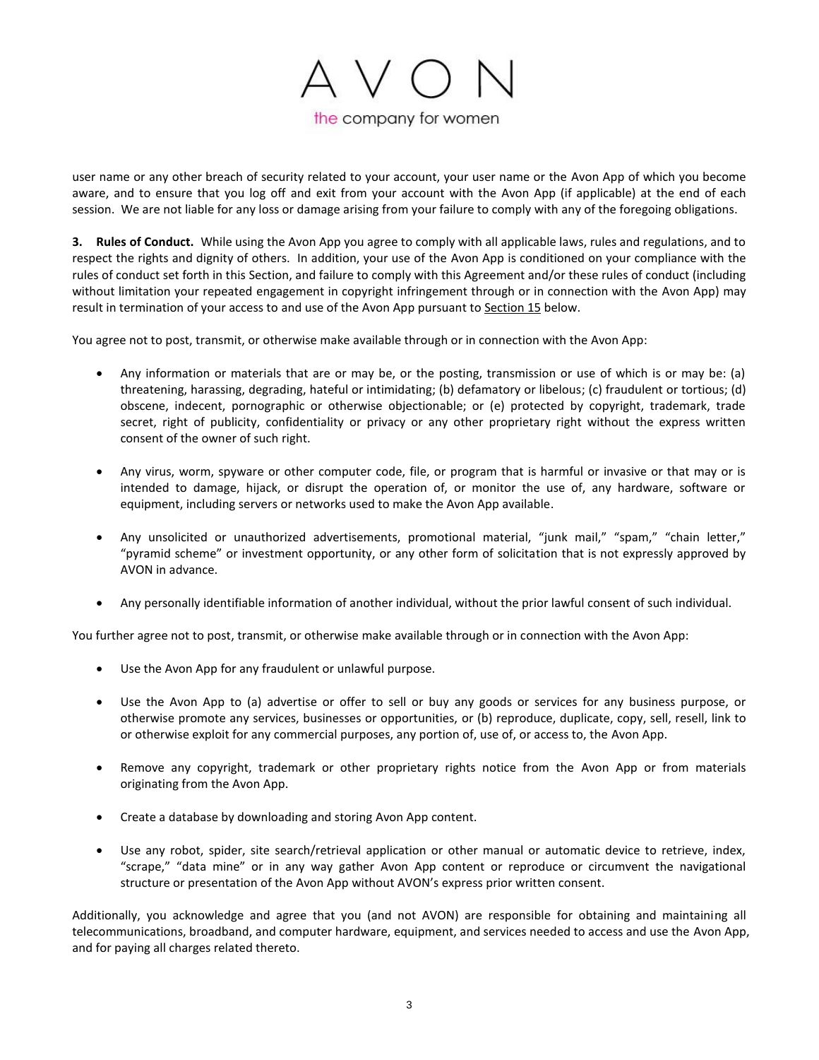user name or any other breach of security related to your account, your user name or the Avon App of which you become aware, and to ensure that you log off and exit from your account with the Avon App (if applicable) at the end of each session. We are not liable for any loss or damage arising from your failure to comply with any of the foregoing obligations.

**3. Rules of Conduct.** While using the Avon App you agree to comply with all applicable laws, rules and regulations, and to respect the rights and dignity of others. In addition, your use of the Avon App is conditioned on your compliance with the rules of conduct set forth in this Section, and failure to comply with this Agreement and/or these rules of conduct (including without limitation your repeated engagement in copyright infringement through or in connection with the Avon App) may result in termination of your access to and use of the Avon App pursuant to Section 15 below.

You agree not to post, transmit, or otherwise make available through or in connection with the Avon App:

- Any information or materials that are or may be, or the posting, transmission or use of which is or may be: (a) threatening, harassing, degrading, hateful or intimidating; (b) defamatory or libelous; (c) fraudulent or tortious; (d) obscene, indecent, pornographic or otherwise objectionable; or (e) protected by copyright, trademark, trade secret, right of publicity, confidentiality or privacy or any other proprietary right without the express written consent of the owner of such right.
- Any virus, worm, spyware or other computer code, file, or program that is harmful or invasive or that may or is intended to damage, hijack, or disrupt the operation of, or monitor the use of, any hardware, software or equipment, including servers or networks used to make the Avon App available.
- Any unsolicited or unauthorized advertisements, promotional material, "junk mail," "spam," "chain letter," "pyramid scheme" or investment opportunity, or any other form of solicitation that is not expressly approved by AVON in advance.
- Any personally identifiable information of another individual, without the prior lawful consent of such individual.

You further agree not to post, transmit, or otherwise make available through or in connection with the Avon App:

- Use the Avon App for any fraudulent or unlawful purpose.
- Use the Avon App to (a) advertise or offer to sell or buy any goods or services for any business purpose, or otherwise promote any services, businesses or opportunities, or (b) reproduce, duplicate, copy, sell, resell, link to or otherwise exploit for any commercial purposes, any portion of, use of, or access to, the Avon App.
- Remove any copyright, trademark or other proprietary rights notice from the Avon App or from materials originating from the Avon App.
- Create a database by downloading and storing Avon App content.
- Use any robot, spider, site search/retrieval application or other manual or automatic device to retrieve, index, "scrape," "data mine" or in any way gather Avon App content or reproduce or circumvent the navigational structure or presentation of the Avon App without AVON's express prior written consent.

Additionally, you acknowledge and agree that you (and not AVON) are responsible for obtaining and maintaining all telecommunications, broadband, and computer hardware, equipment, and services needed to access and use the Avon App, and for paying all charges related thereto.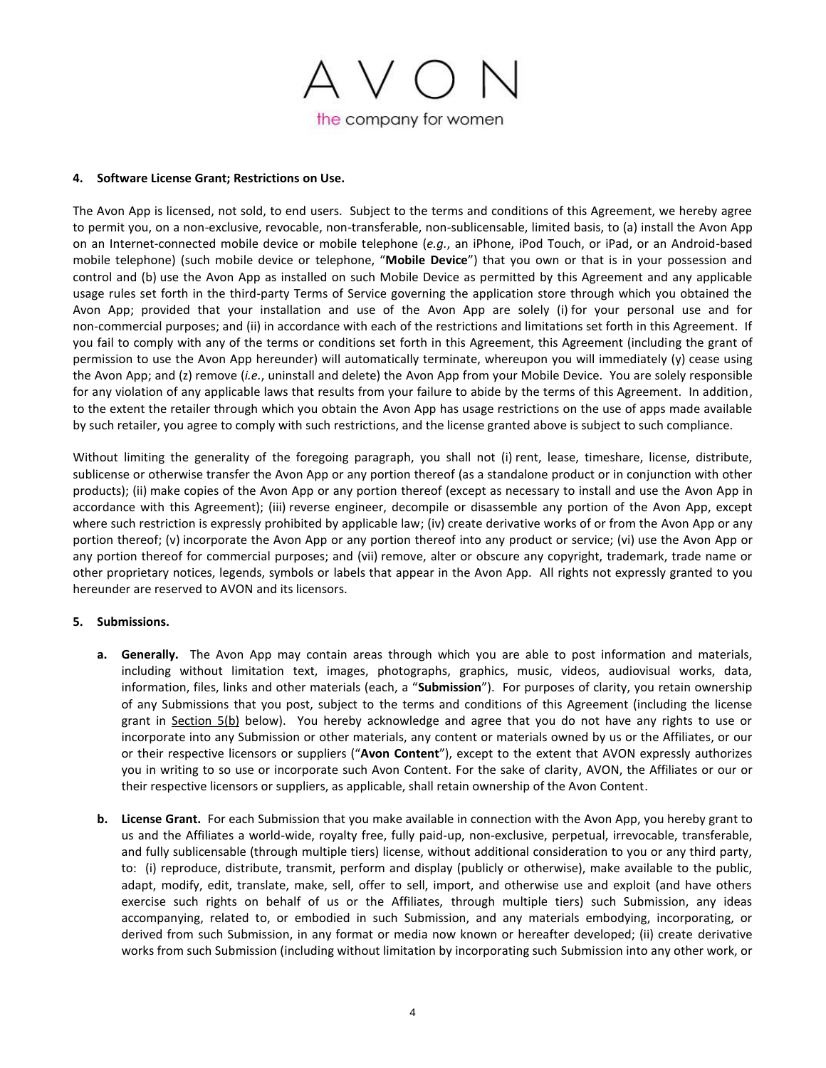**4. Software License Grant; Restrictions on Use.**

The Avon App is licensed, not sold, to end users. Subject to the terms and conditions of this Agreement, we hereby agree to permit you, on a non-exclusive, revocable, non-transferable, non-sublicensable, limited basis, to (a) install the Avon App on an Internet-connected mobile device or mobile telephone (*e.g.*, an iPhone, iPod Touch, or iPad, or an Android-based mobile telephone) (such mobile device or telephone, "**Mobile Device**") that you own or that is in your possession and control and (b) use the Avon App as installed on such Mobile Device as permitted by this Agreement and any applicable usage rules set forth in the third-party Terms of Service governing the application store through which you obtained the Avon App; provided that your installation and use of the Avon App are solely (i) for your personal use and for non-commercial purposes; and (ii) in accordance with each of the restrictions and limitations set forth in this Agreement. If you fail to comply with any of the terms or conditions set forth in this Agreement, this Agreement (including the grant of permission to use the Avon App hereunder) will automatically terminate, whereupon you will immediately (y) cease using the Avon App; and (z) remove (*i.e.*, uninstall and delete) the Avon App from your Mobile Device. You are solely responsible for any violation of any applicable laws that results from your failure to abide by the terms of this Agreement. In addition, to the extent the retailer through which you obtain the Avon App has usage restrictions on the use of apps made available by such retailer, you agree to comply with such restrictions, and the license granted above is subject to such compliance.

Without limiting the generality of the foregoing paragraph, you shall not (i) rent, lease, timeshare, license, distribute, sublicense or otherwise transfer the Avon App or any portion thereof (as a standalone product or in conjunction with other products); (ii) make copies of the Avon App or any portion thereof (except as necessary to install and use the Avon App in accordance with this Agreement); (iii) reverse engineer, decompile or disassemble any portion of the Avon App, except where such restriction is expressly prohibited by applicable law; (iv) create derivative works of or from the Avon App or any portion thereof; (v) incorporate the Avon App or any portion thereof into any product or service; (vi) use the Avon App or any portion thereof for commercial purposes; and (vii) remove, alter or obscure any copyright, trademark, trade name or other proprietary notices, legends, symbols or labels that appear in the Avon App. All rights not expressly granted to you hereunder are reserved to AVON and its licensors.

**5. Submissions.**

a. **Generally.** The Avon App may contain areas through which you are able to post information and materials, including without limitation text, images, photographs, graphics, music, videos, audiovisual works, data, information, files, links and other materials (each, a "**Submission**"). For purposes of clarity, you retain ownership of any Submissions that you post, subject to the terms and conditions of this Agreement (including the license grant in Section 5(b) below). You hereby acknowledge and agree that you do not have any rights to use or incorporate into any Submission or other materials, any content or materials owned by us or the Affiliates, or our or their respective licensors or suppliers ("**Avon Content**"), except to the extent that AVON expressly authorizes you in writing to so use or incorporate such Avon Content. For the sake of clarity, AVON, the Affiliates or our or their respective licensors or suppliers, as applicable, shall retain ownership of the Avon Content.

b. **License Grant.** For each Submission that you make available in connection with the Avon App, you hereby grant to us and the Affiliates a world-wide, royalty free, fully paid-up, non-exclusive, perpetual, irrevocable, transferable, and fully sublicensable (through multiple tiers) license, without additional consideration to you or any third party, to: (i) reproduce, distribute, transmit, perform and display (publicly or otherwise), make available to the public, adapt, modify, edit, translate, make, sell, offer to sell, import, and otherwise use and exploit (and have others exercise such rights on behalf of us or the Affiliates, through multiple tiers) such Submission, any ideas accompanying, related to, or embodied in such Submission, and any materials embodying, incorporating, or derived from such Submission, in any format or media now known or hereafter developed; (ii) create derivative works from such Submission (including without limitation by incorporating such Submission into any other work, or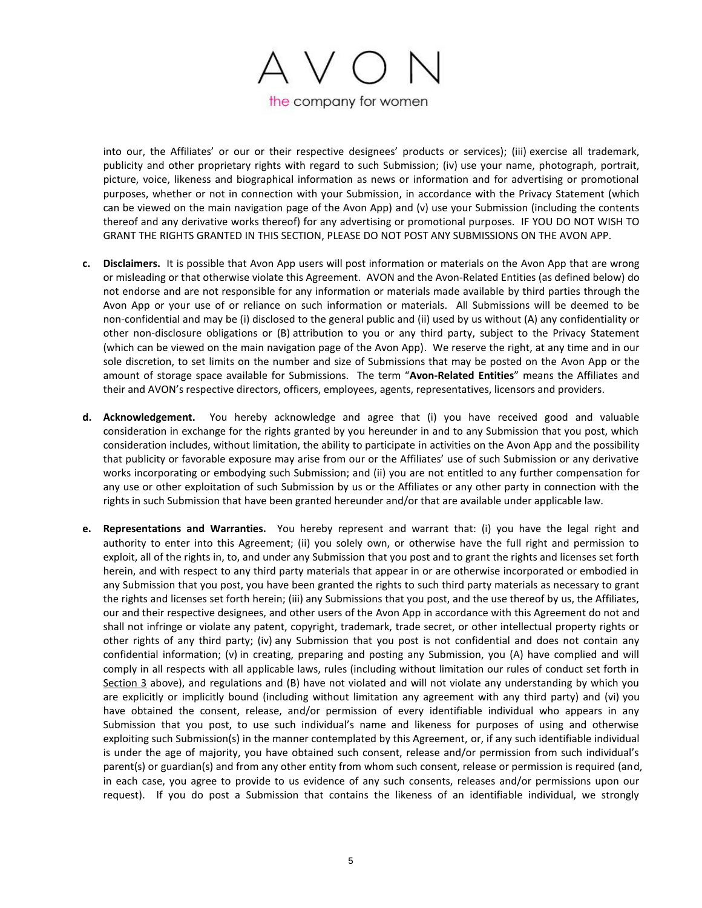into our, the Affiliates' or our or their respective designees' products or services); (iii) exercise all trademark, publicity and other proprietary rights with regard to such Submission; (iv) use your name, photograph, portrait, picture, voice, likeness and biographical information as news or information and for advertising or promotional purposes, whether or not in connection with your Submission, in accordance with the Privacy Statement (which can be viewed on the main navigation page of the Avon App) and (v) use your Submission (including the contents thereof and any derivative works thereof) for any advertising or promotional purposes. IF YOU DO NOT WISH TO GRANT THE RIGHTS GRANTED IN THIS SECTION, PLEASE DO NOT POST ANY SUBMISSIONS ON THE AVON APP.

c. **Disclaimers.** It is possible that Avon App users will post information or materials on the Avon App that are wrong or misleading or that otherwise violate this Agreement. AVON and the Avon-Related Entities (as defined below) do not endorse and are not responsible for any information or materials made available by third parties through the Avon App or your use of or reliance on such information or materials. All Submissions will be deemed to be non-confidential and may be (i) disclosed to the general public and (ii) used by us without (A) any confidentiality or other non-disclosure obligations or (B) attribution to you or any third party, subject to the Privacy Statement (which can be viewed on the main navigation page of the Avon App). We reserve the right, at any time and in our sole discretion, to set limits on the number and size of Submissions that may be posted on the Avon App or the amount of storage space available for Submissions. The term "**Avon-Related Entities**" means the Affiliates and their and AVON's respective directors, officers, employees, agents, representatives, licensors and providers.

d. **Acknowledgement.** You hereby acknowledge and agree that (i) you have received good and valuable consideration in exchange for the rights granted by you hereunder in and to any Submission that you post, which consideration includes, without limitation, the ability to participate in activities on the Avon App and the possibility that publicity or favorable exposure may arise from our or the Affiliates' use of such Submission or any derivative works incorporating or embodying such Submission; and (ii) you are not entitled to any further compensation for any use or other exploitation of such Submission by us or the Affiliates or any other party in connection with the rights in such Submission that have been granted hereunder and/or that are available under applicable law.

e. **Representations and Warranties.** You hereby represent and warrant that: (i) you have the legal right and authority to enter into this Agreement; (ii) you solely own, or otherwise have the full right and permission to exploit, all of the rights in, to, and under any Submission that you post and to grant the rights and licenses set forth herein, and with respect to any third party materials that appear in or are otherwise incorporated or embodied in any Submission that you post, you have been granted the rights to such third party materials as necessary to grant the rights and licenses set forth herein; (iii) any Submissions that you post, and the use thereof by us, the Affiliates, our and their respective designees, and other users of the Avon App in accordance with this Agreement do not and shall not infringe or violate any patent, copyright, trademark, trade secret, or other intellectual property rights or other rights of any third party; (iv) any Submission that you post is not confidential and does not contain any confidential information; (v) in creating, preparing and posting any Submission, you (A) have complied and will comply in all respects with all applicable laws, rules (including without limitation our rules of conduct set forth in Section 3 above), and regulations and (B) have not violated and will not violate any understanding by which you are explicitly or implicitly bound (including without limitation any agreement with any third party) and (vi) you have obtained the consent, release, and/or permission of every identifiable individual who appears in any Submission that you post, to use such individual's name and likeness for purposes of using and otherwise exploiting such Submission(s) in the manner contemplated by this Agreement, or, if any such identifiable individual is under the age of majority, you have obtained such consent, release and/or permission from such individual's parent(s) or guardian(s) and from any other entity from whom such consent, release or permission is required (and, in each case, you agree to provide to us evidence of any such consents, releases and/or permissions upon our request). If you do post a Submission that contains the likeness of an identifiable individual, we strongly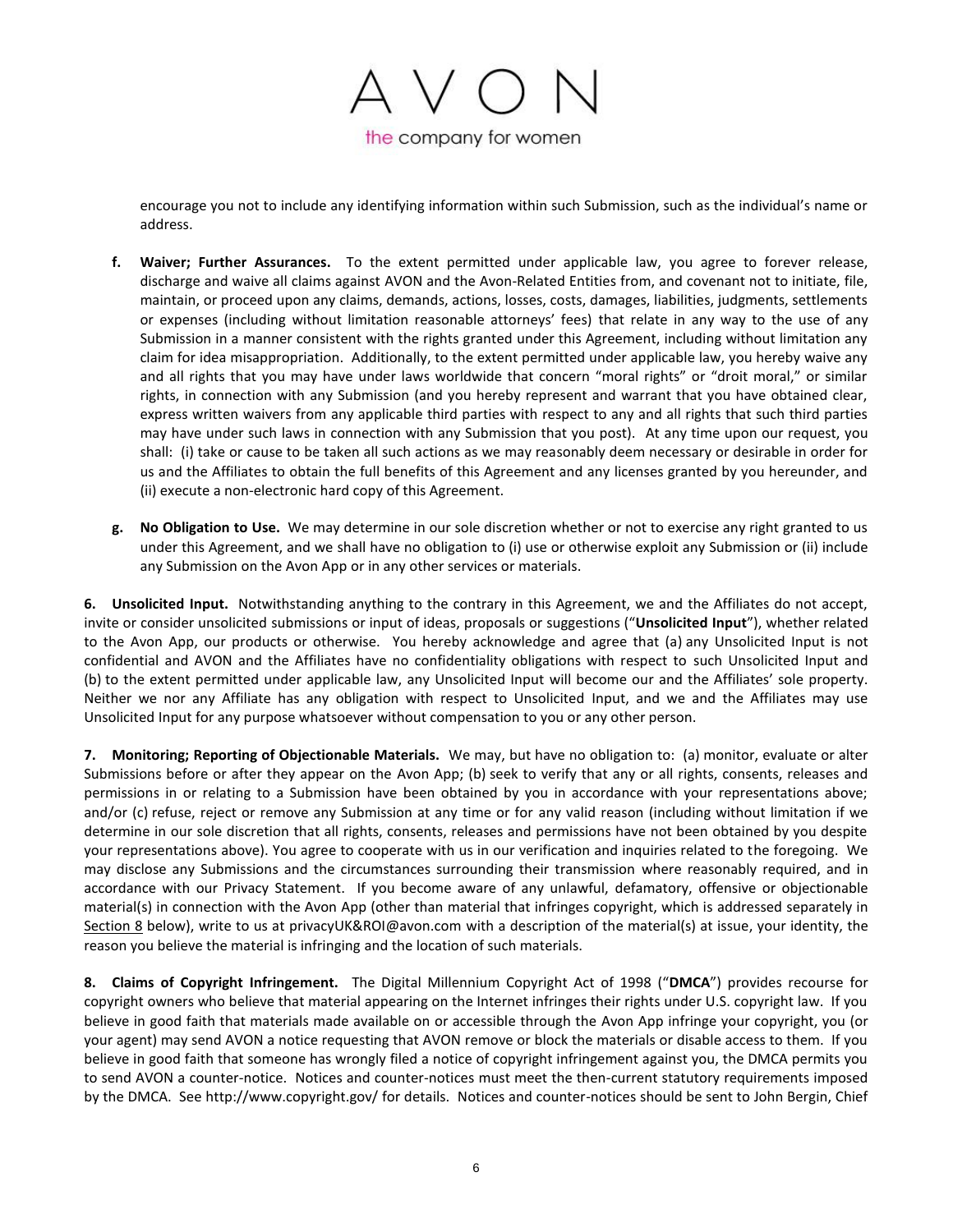encourage you not to include any identifying information within such Submission, such as the individual's name or address.

**f. Waiver; Further Assurances.** To the extent permitted under applicable law, you agree to forever release, discharge and waive all claims against AVON and the Avon-Related Entities from, and covenant not to initiate, file, maintain, or proceed upon any claims, demands, actions, losses, costs, damages, liabilities, judgments, settlements or expenses (including without limitation reasonable attorneys' fees) that relate in any way to the use of any Submission in a manner consistent with the rights granted under this Agreement, including without limitation any claim for idea misappropriation. Additionally, to the extent permitted under applicable law, you hereby waive any and all rights that you may have under laws worldwide that concern "moral rights" or "droit moral," or similar rights, in connection with any Submission (and you hereby represent and warrant that you have obtained clear, express written waivers from any applicable third parties with respect to any and all rights that such third parties may have under such laws in connection with any Submission that you post). At any time upon our request, you shall: (i) take or cause to be taken all such actions as we may reasonably deem necessary or desirable in order for us and the Affiliates to obtain the full benefits of this Agreement and any licenses granted by you hereunder, and (ii) execute a non-electronic hard copy of this Agreement.

**g. No Obligation to Use.** We may determine in our sole discretion whether or not to exercise any right granted to us under this Agreement, and we shall have no obligation to (i) use or otherwise exploit any Submission or (ii) include any Submission on the Avon App or in any other services or materials.

**6. Unsolicited Input.** Notwithstanding anything to the contrary in this Agreement, we and the Affiliates do not accept, invite or consider unsolicited submissions or input of ideas, proposals or suggestions ("**Unsolicited Input**"), whether related to the Avon App, our products or otherwise. You hereby acknowledge and agree that (a) any Unsolicited Input is not confidential and AVON and the Affiliates have no confidentiality obligations with respect to such Unsolicited Input and (b) to the extent permitted under applicable law, any Unsolicited Input will become our and the Affiliates' sole property. Neither we nor any Affiliate has any obligation with respect to Unsolicited Input, and we and the Affiliates may use Unsolicited Input for any purpose whatsoever without compensation to you or any other person.

**7. Monitoring; Reporting of Objectionable Materials.** We may, but have no obligation to: (a) monitor, evaluate or alter Submissions before or after they appear on the Avon App; (b) seek to verify that any or all rights, consents, releases and permissions in or relating to a Submission have been obtained by you in accordance with your representations above; and/or (c) refuse, reject or remove any Submission at any time or for any valid reason (including without limitation if we determine in our sole discretion that all rights, consents, releases and permissions have not been obtained by you despite your representations above). You agree to cooperate with us in our verification and inquiries related to the foregoing. We may disclose any Submissions and the circumstances surrounding their transmission where reasonably required, and in accordance with our Privacy Statement. If you become aware of any unlawful, defamatory, offensive or objectionable material(s) in connection with the Avon App (other than material that infringes copyright, which is addressed separately in Section 8 below), write to us at privacyUK&ROI@avon.com with a description of the material(s) at issue, your identity, the reason you believe the material is infringing and the location of such materials.

**8. Claims of Copyright Infringement.** The Digital Millennium Copyright Act of 1998 ("**DMCA**") provides recourse for copyright owners who believe that material appearing on the Internet infringes their rights under U.S. copyright law. If you believe in good faith that materials made available on or accessible through the Avon App infringe your copyright, you (or your agent) may send AVON a notice requesting that AVON remove or block the materials or disable access to them. If you believe in good faith that someone has wrongly filed a notice of copyright infringement against you, the DMCA permits you to send AVON a counter-notice. Notices and counter-notices must meet the then-current statutory requirements imposed by the DMCA. See http://www.copyright.gov/ for details. Notices and counter-notices should be sent to John Bergin, Chief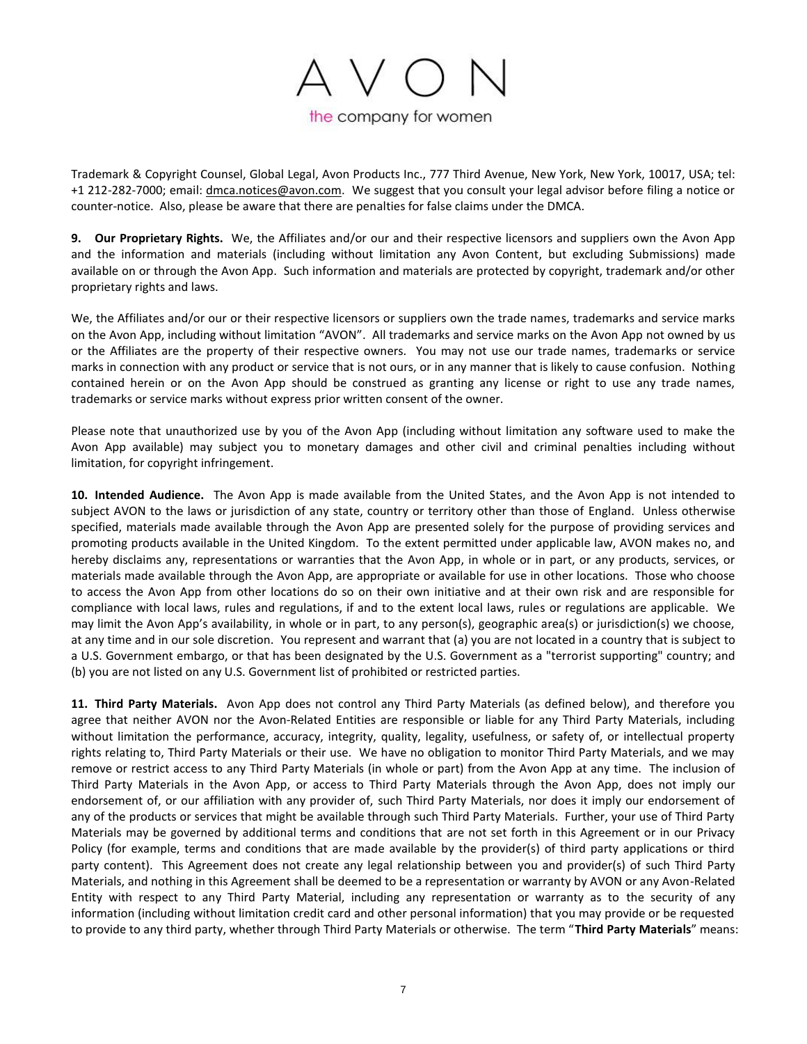Trademark & Copyright Counsel, Global Legal, Avon Products Inc., 777 Third Avenue, New York, New York, 10017, USA; tel: +1 212-282-7000; email: dmca.notices@avon.com. We suggest that you consult your legal advisor before filing a notice or counter-notice. Also, please be aware that there are penalties for false claims under the DMCA.

**9. Our Proprietary Rights.** We, the Affiliates and/or our and their respective licensors and suppliers own the Avon App and the information and materials (including without limitation any Avon Content, but excluding Submissions) made available on or through the Avon App. Such information and materials are protected by copyright, trademark and/or other proprietary rights and laws.

We, the Affiliates and/or our or their respective licensors or suppliers own the trade names, trademarks and service marks on the Avon App, including without limitation "AVON". All trademarks and service marks on the Avon App not owned by us or the Affiliates are the property of their respective owners. You may not use our trade names, trademarks or service marks in connection with any product or service that is not ours, or in any manner that is likely to cause confusion. Nothing contained herein or on the Avon App should be construed as granting any license or right to use any trade names, trademarks or service marks without express prior written consent of the owner.

Please note that unauthorized use by you of the Avon App (including without limitation any software used to make the Avon App available) may subject you to monetary damages and other civil and criminal penalties including without limitation, for copyright infringement.

**10. Intended Audience.** The Avon App is made available from the United States, and the Avon App is not intended to subject AVON to the laws or jurisdiction of any state, country or territory other than those of England. Unless otherwise specified, materials made available through the Avon App are presented solely for the purpose of providing services and promoting products available in the United Kingdom. To the extent permitted under applicable law, AVON makes no, and hereby disclaims any, representations or warranties that the Avon App, in whole or in part, or any products, services, or materials made available through the Avon App, are appropriate or available for use in other locations. Those who choose to access the Avon App from other locations do so on their own initiative and at their own risk and are responsible for compliance with local laws, rules and regulations, if and to the extent local laws, rules or regulations are applicable. We may limit the Avon App's availability, in whole or in part, to any person(s), geographic area(s) or jurisdiction(s) we choose, at any time and in our sole discretion. You represent and warrant that (a) you are not located in a country that is subject to a U.S. Government embargo, or that has been designated by the U.S. Government as a "terrorist supporting" country; and (b) you are not listed on any U.S. Government list of prohibited or restricted parties.

**11. Third Party Materials.** Avon App does not control any Third Party Materials (as defined below), and therefore you agree that neither AVON nor the Avon-Related Entities are responsible or liable for any Third Party Materials, including without limitation the performance, accuracy, integrity, quality, legality, usefulness, or safety of, or intellectual property rights relating to, Third Party Materials or their use. We have no obligation to monitor Third Party Materials, and we may remove or restrict access to any Third Party Materials (in whole or part) from the Avon App at any time. The inclusion of Third Party Materials in the Avon App, or access to Third Party Materials through the Avon App, does not imply our endorsement of, or our affiliation with any provider of, such Third Party Materials, nor does it imply our endorsement of any of the products or services that might be available through such Third Party Materials. Further, your use of Third Party Materials may be governed by additional terms and conditions that are not set forth in this Agreement or in our Privacy Policy (for example, terms and conditions that are made available by the provider(s) of third party applications or third party content). This Agreement does not create any legal relationship between you and provider(s) of such Third Party Materials, and nothing in this Agreement shall be deemed to be a representation or warranty by AVON or any Avon-Related Entity with respect to any Third Party Material, including any representation or warranty as to the security of any information (including without limitation credit card and other personal information) that you may provide or be requested to provide to any third party, whether through Third Party Materials or otherwise. The term "**Third Party Materials**" means: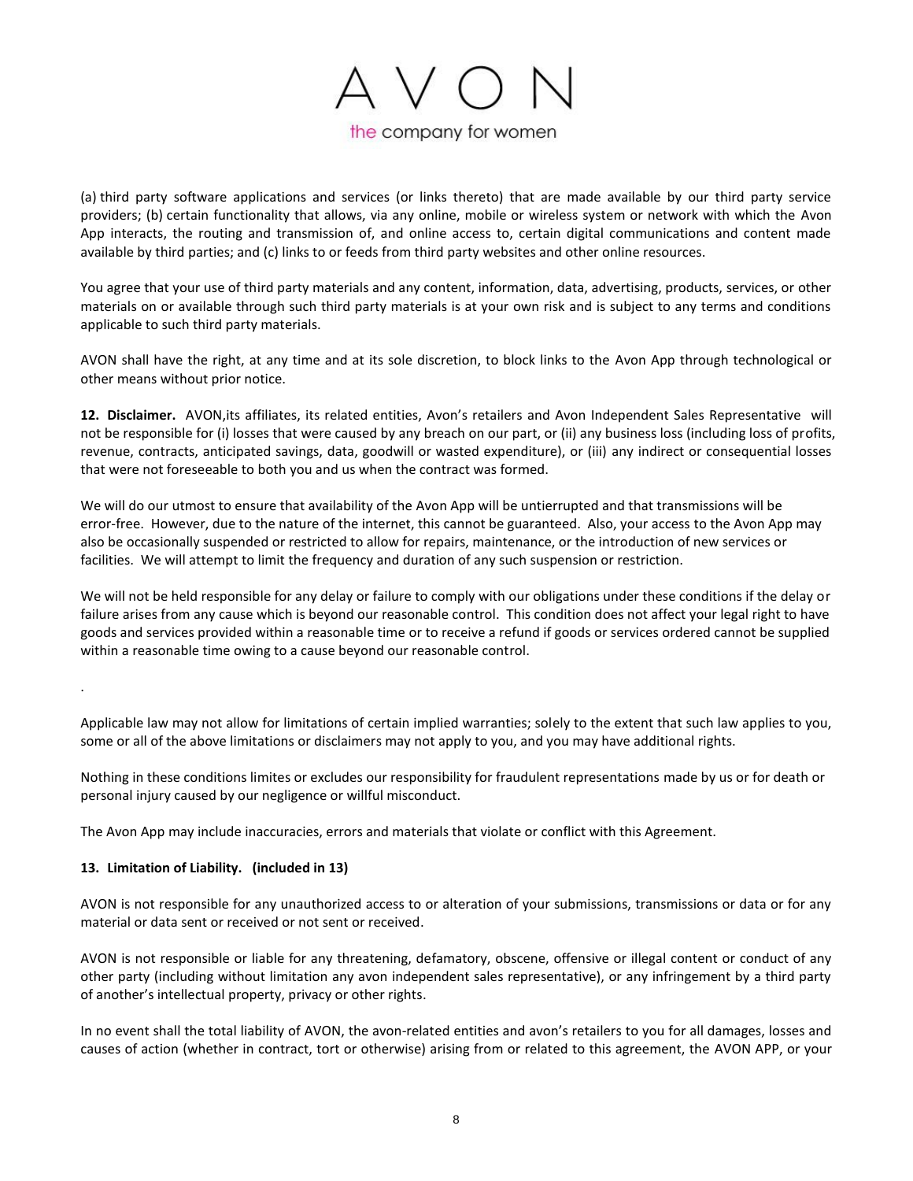(a) third party software applications and services (or links thereto) that are made available by our third party service providers; (b) certain functionality that allows, via any online, mobile or wireless system or network with which the Avon App interacts, the routing and transmission of, and online access to, certain digital communications and content made available by third parties; and (c) links to or feeds from third party websites and other online resources.

You agree that your use of third party materials and any content, information, data, advertising, products, services, or other materials on or available through such third party materials is at your own risk and is subject to any terms and conditions applicable to such third party materials.

AVON shall have the right, at any time and at its sole discretion, to block links to the Avon App through technological or other means without prior notice.

**12. Disclaimer.** AVON,its affiliates, its related entities, Avon's retailers and Avon Independent Sales Representative will not be responsible for (i) losses that were caused by any breach on our part, or (ii) any business loss (including loss of profits, revenue, contracts, anticipated savings, data, goodwill or wasted expenditure), or (iii) any indirect or consequential losses that were not foreseeable to both you and us when the contract was formed.

We will do our utmost to ensure that availability of the Avon App will be untierrupted and that transmissions will be error-free. However, due to the nature of the internet, this cannot be guaranteed. Also, your access to the Avon App may also be occasionally suspended or restricted to allow for repairs, maintenance, or the introduction of new services or facilities. We will attempt to limit the frequency and duration of any such suspension or restriction.

We will not be held responsible for any delay or failure to comply with our obligations under these conditions if the delay or failure arises from any cause which is beyond our reasonable control. This condition does not affect your legal right to have goods and services provided within a reasonable time or to receive a refund if goods or services ordered cannot be supplied within a reasonable time owing to a cause beyond our reasonable control.

.

Applicable law may not allow for limitations of certain implied warranties; solely to the extent that such law applies to you, some or all of the above limitations or disclaimers may not apply to you, and you may have additional rights.

Nothing in these conditions limites or excludes our responsibility for fraudulent representations made by us or for death or personal injury caused by our negligence or willful misconduct.

The Avon App may include inaccuracies, errors and materials that violate or conflict with this Agreement.

**13. Limitation of Liability. (included in 13)**

AVON is not responsible for any unauthorized access to or alteration of your submissions, transmissions or data or for any material or data sent or received or not sent or received.

AVON is not responsible or liable for any threatening, defamatory, obscene, offensive or illegal content or conduct of any other party (including without limitation any avon independent sales representative), or any infringement by a third party of another's intellectual property, privacy or other rights.

In no event shall the total liability of AVON, the avon-related entities and avon's retailers to you for all damages, losses and causes of action (whether in contract, tort or otherwise) arising from or related to this agreement, the AVON APP, or your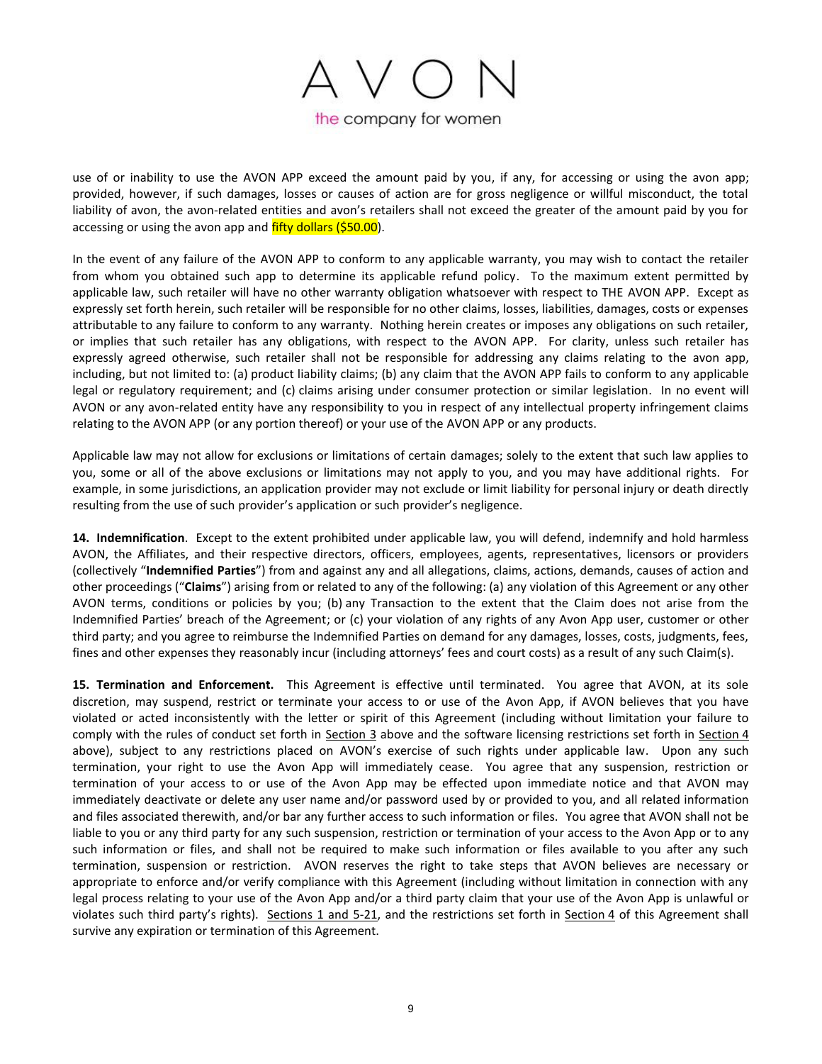use of or inability to use the AVON APP exceed the amount paid by you, if any, for accessing or using the avon app; provided, however, if such damages, losses or causes of action are for gross negligence or willful misconduct, the total liability of avon, the avon-related entities and avon's retailers shall not exceed the greater of the amount paid by you for accessing or using the avon app and fifty dollars ($50.00).

In the event of any failure of the AVON APP to conform to any applicable warranty, you may wish to contact the retailer from whom you obtained such app to determine its applicable refund policy. To the maximum extent permitted by applicable law, such retailer will have no other warranty obligation whatsoever with respect to THE AVON APP. Except as expressly set forth herein, such retailer will be responsible for no other claims, losses, liabilities, damages, costs or expenses attributable to any failure to conform to any warranty. Nothing herein creates or imposes any obligations on such retailer, or implies that such retailer has any obligations, with respect to the AVON APP. For clarity, unless such retailer has expressly agreed otherwise, such retailer shall not be responsible for addressing any claims relating to the avon app, including, but not limited to: (a) product liability claims; (b) any claim that the AVON APP fails to conform to any applicable legal or regulatory requirement; and (c) claims arising under consumer protection or similar legislation. In no event will AVON or any avon-related entity have any responsibility to you in respect of any intellectual property infringement claims relating to the AVON APP (or any portion thereof) or your use of the AVON APP or any products.

Applicable law may not allow for exclusions or limitations of certain damages; solely to the extent that such law applies to you, some or all of the above exclusions or limitations may not apply to you, and you may have additional rights. For example, in some jurisdictions, an application provider may not exclude or limit liability for personal injury or death directly resulting from the use of such provider's application or such provider's negligence.

**14. Indemnification**. Except to the extent prohibited under applicable law, you will defend, indemnify and hold harmless AVON, the Affiliates, and their respective directors, officers, employees, agents, representatives, licensors or providers (collectively "**Indemnified Parties**") from and against any and all allegations, claims, actions, demands, causes of action and other proceedings ("**Claims**") arising from or related to any of the following: (a) any violation of this Agreement or any other AVON terms, conditions or policies by you; (b) any Transaction to the extent that the Claim does not arise from the Indemnified Parties' breach of the Agreement; or (c) your violation of any rights of any Avon App user, customer or other third party; and you agree to reimburse the Indemnified Parties on demand for any damages, losses, costs, judgments, fees, fines and other expenses they reasonably incur (including attorneys' fees and court costs) as a result of any such Claim(s).

**15. Termination and Enforcement.** This Agreement is effective until terminated. You agree that AVON, at its sole discretion, may suspend, restrict or terminate your access to or use of the Avon App, if AVON believes that you have violated or acted inconsistently with the letter or spirit of this Agreement (including without limitation your failure to comply with the rules of conduct set forth in Section 3 above and the software licensing restrictions set forth in Section 4 above), subject to any restrictions placed on AVON's exercise of such rights under applicable law. Upon any such termination, your right to use the Avon App will immediately cease. You agree that any suspension, restriction or termination of your access to or use of the Avon App may be effected upon immediate notice and that AVON may immediately deactivate or delete any user name and/or password used by or provided to you, and all related information and files associated therewith, and/or bar any further access to such information or files. You agree that AVON shall not be liable to you or any third party for any such suspension, restriction or termination of your access to the Avon App or to any such information or files, and shall not be required to make such information or files available to you after any such termination, suspension or restriction. AVON reserves the right to take steps that AVON believes are necessary or appropriate to enforce and/or verify compliance with this Agreement (including without limitation in connection with any legal process relating to your use of the Avon App and/or a third party claim that your use of the Avon App is unlawful or violates such third party's rights). Sections 1 and 5-21, and the restrictions set forth in Section 4 of this Agreement shall survive any expiration or termination of this Agreement.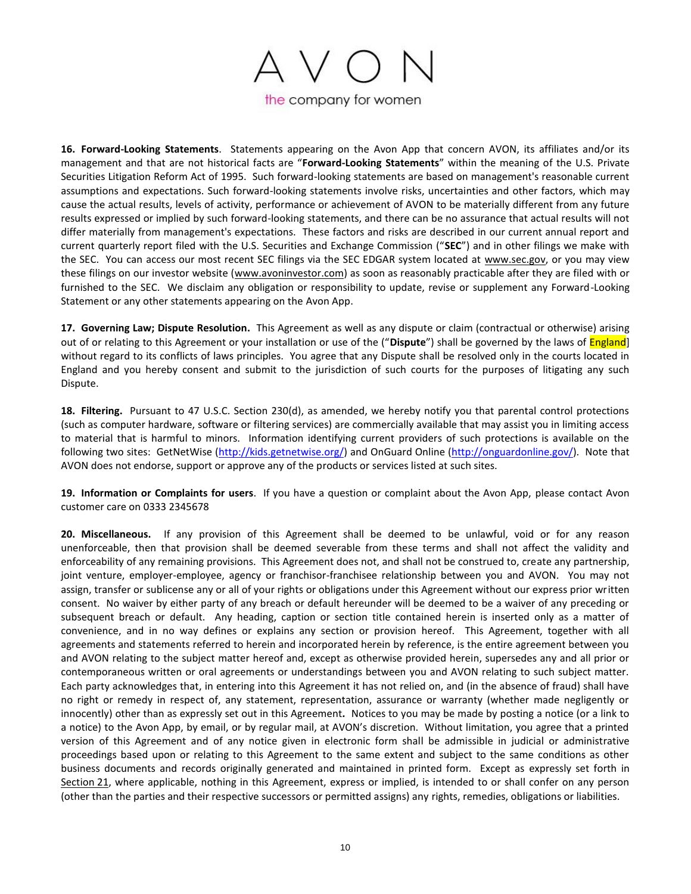**16. Forward-Looking Statements**. Statements appearing on the Avon App that concern AVON, its affiliates and/or its management and that are not historical facts are "**Forward-Looking Statements**" within the meaning of the U.S. Private Securities Litigation Reform Act of 1995. Such forward-looking statements are based on management's reasonable current assumptions and expectations. Such forward-looking statements involve risks, uncertainties and other factors, which may cause the actual results, levels of activity, performance or achievement of AVON to be materially different from any future results expressed or implied by such forward-looking statements, and there can be no assurance that actual results will not differ materially from management's expectations. These factors and risks are described in our current annual report and current quarterly report filed with the U.S. Securities and Exchange Commission ("**SEC**") and in other filings we make with the SEC. You can access our most recent SEC filings via the SEC EDGAR system located at www.sec.gov, or you may view these filings on our investor website (www.avoninvestor.com) as soon as reasonably practicable after they are filed with or furnished to the SEC. We disclaim any obligation or responsibility to update, revise or supplement any Forward-Looking Statement or any other statements appearing on the Avon App.

**17. Governing Law; Dispute Resolution.** This Agreement as well as any dispute or claim (contractual or otherwise) arising out of or relating to this Agreement or your installation or use of the ("**Dispute**") shall be governed by the laws of England] without regard to its conflicts of laws principles. You agree that any Dispute shall be resolved only in the courts located in England and you hereby consent and submit to the jurisdiction of such courts for the purposes of litigating any such Dispute.

**18. Filtering.** Pursuant to 47 U.S.C. Section 230(d), as amended, we hereby notify you that parental control protections (such as computer hardware, software or filtering services) are commercially available that may assist you in limiting access to material that is harmful to minors. Information identifying current providers of such protections is available on the following two sites: GetNetWise (http://kids.getnetwise.org/) and OnGuard Online (http://onguardonline.gov/). Note that AVON does not endorse, support or approve any of the products or services listed at such sites.

**19. Information or Complaints for users**. If you have a question or complaint about the Avon App, please contact Avon customer care on 0333 2345678

**20. Miscellaneous.** If any provision of this Agreement shall be deemed to be unlawful, void or for any reason unenforceable, then that provision shall be deemed severable from these terms and shall not affect the validity and enforceability of any remaining provisions. This Agreement does not, and shall not be construed to, create any partnership, joint venture, employer-employee, agency or franchisor-franchisee relationship between you and AVON. You may not assign, transfer or sublicense any or all of your rights or obligations under this Agreement without our express prior written consent. No waiver by either party of any breach or default hereunder will be deemed to be a waiver of any preceding or subsequent breach or default. Any heading, caption or section title contained herein is inserted only as a matter of convenience, and in no way defines or explains any section or provision hereof. This Agreement, together with all agreements and statements referred to herein and incorporated herein by reference, is the entire agreement between you and AVON relating to the subject matter hereof and, except as otherwise provided herein, supersedes any and all prior or contemporaneous written or oral agreements or understandings between you and AVON relating to such subject matter. Each party acknowledges that, in entering into this Agreement it has not relied on, and (in the absence of fraud) shall have no right or remedy in respect of, any statement, representation, assurance or warranty (whether made negligently or innocently) other than as expressly set out in this Agreement**.** Notices to you may be made by posting a notice (or a link to a notice) to the Avon App, by email, or by regular mail, at AVON's discretion. Without limitation, you agree that a printed version of this Agreement and of any notice given in electronic form shall be admissible in judicial or administrative proceedings based upon or relating to this Agreement to the same extent and subject to the same conditions as other business documents and records originally generated and maintained in printed form. Except as expressly set forth in Section 21, where applicable, nothing in this Agreement, express or implied, is intended to or shall confer on any person (other than the parties and their respective successors or permitted assigns) any rights, remedies, obligations or liabilities.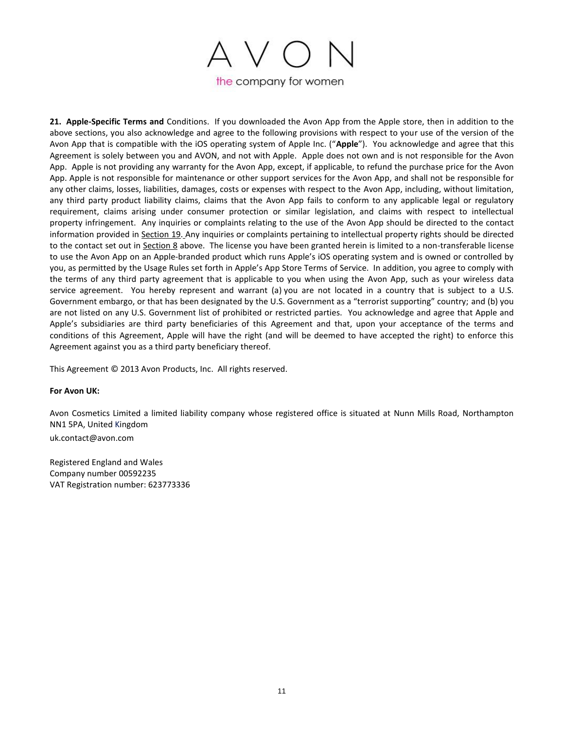**21. Apple-Specific Terms and** Conditions. If you downloaded the Avon App from the Apple store, then in addition to the above sections, you also acknowledge and agree to the following provisions with respect to your use of the version of the Avon App that is compatible with the iOS operating system of Apple Inc. ("**Apple**"). You acknowledge and agree that this Agreement is solely between you and AVON, and not with Apple. Apple does not own and is not responsible for the Avon App. Apple is not providing any warranty for the Avon App, except, if applicable, to refund the purchase price for the Avon App. Apple is not responsible for maintenance or other support services for the Avon App, and shall not be responsible for any other claims, losses, liabilities, damages, costs or expenses with respect to the Avon App, including, without limitation, any third party product liability claims, claims that the Avon App fails to conform to any applicable legal or regulatory requirement, claims arising under consumer protection or similar legislation, and claims with respect to intellectual property infringement. Any inquiries or complaints relating to the use of the Avon App should be directed to the contact information provided in Section 19. Any inquiries or complaints pertaining to intellectual property rights should be directed to the contact set out in Section 8 above. The license you have been granted herein is limited to a non-transferable license to use the Avon App on an Apple-branded product which runs Apple's iOS operating system and is owned or controlled by you, as permitted by the Usage Rules set forth in Apple's App Store Terms of Service. In addition, you agree to comply with the terms of any third party agreement that is applicable to you when using the Avon App, such as your wireless data service agreement. You hereby represent and warrant (a) you are not located in a country that is subject to a U.S. Government embargo, or that has been designated by the U.S. Government as a "terrorist supporting" country; and (b) you are not listed on any U.S. Government list of prohibited or restricted parties. You acknowledge and agree that Apple and Apple's subsidiaries are third party beneficiaries of this Agreement and that, upon your acceptance of the terms and conditions of this Agreement, Apple will have the right (and will be deemed to have accepted the right) to enforce this Agreement against you as a third party beneficiary thereof.

This Agreement © 2013 Avon Products, Inc. All rights reserved.

**For Avon UK:**

Avon Cosmetics Limited a limited liability company whose registered office is situated at Nunn Mills Road, Northampton NN1 5PA, United Kingdom

uk.contact@avon.com

Registered England and Wales
Company number 00592235
VAT Registration number: 623773336